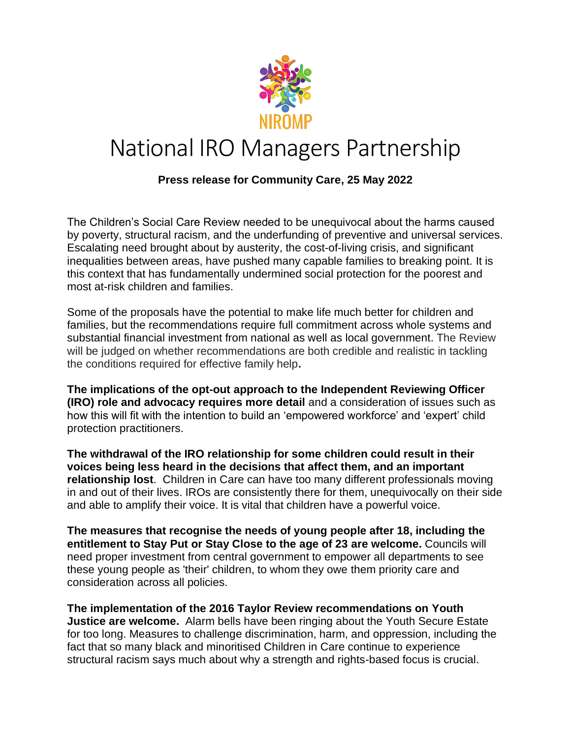NIROMP

# National IRO Managers Partnership

**Press release for Community Care, 25 May 2022**

The Children's Social Care Review needed to be unequivocal about the harms caused by poverty, structural racism, and the underfunding of preventive and universal services. Escalating need brought about by austerity, the cost-of-living crisis, and significant inequalities between areas, have pushed many capable families to breaking point. It is this context that has fundamentally undermined social protection for the poorest and most at-risk children and families.

Some of the proposals have the potential to make life much better for children and families, but the recommendations require full commitment across whole systems and substantial financial investment from national as well as local government. The Review will be judged on whether recommendations are both credible and realistic in tackling the conditions required for effective family help**.**

**The implications of the opt-out approach to the Independent Reviewing Officer (IRO) role and advocacy requires more detail** and a consideration of issues such as how this will fit with the intention to build an 'empowered workforce' and 'expert' child protection practitioners.

**The withdrawal of the IRO relationship for some children could result in their voices being less heard in the decisions that affect them, and an important relationship lost**. Children in Care can have too many different professionals moving in and out of their lives. IROs are consistently there for them, unequivocally on their side and able to amplify their voice. It is vital that children have a powerful voice.

**The measures that recognise the needs of young people after 18, including the entitlement to Stay Put or Stay Close to the age of 23 are welcome.** Councils will need proper investment from central government to empower all departments to see these young people as 'their' children, to whom they owe them priority care and consideration across all policies.

**The implementation of the 2016 Taylor Review recommendations on Youth Justice are welcome.** Alarm bells have been ringing about the Youth Secure Estate for too long. Measures to challenge discrimination, harm, and oppression, including the fact that so many black and minoritised Children in Care continue to experience structural racism says much about why a strength and rights-based focus is crucial.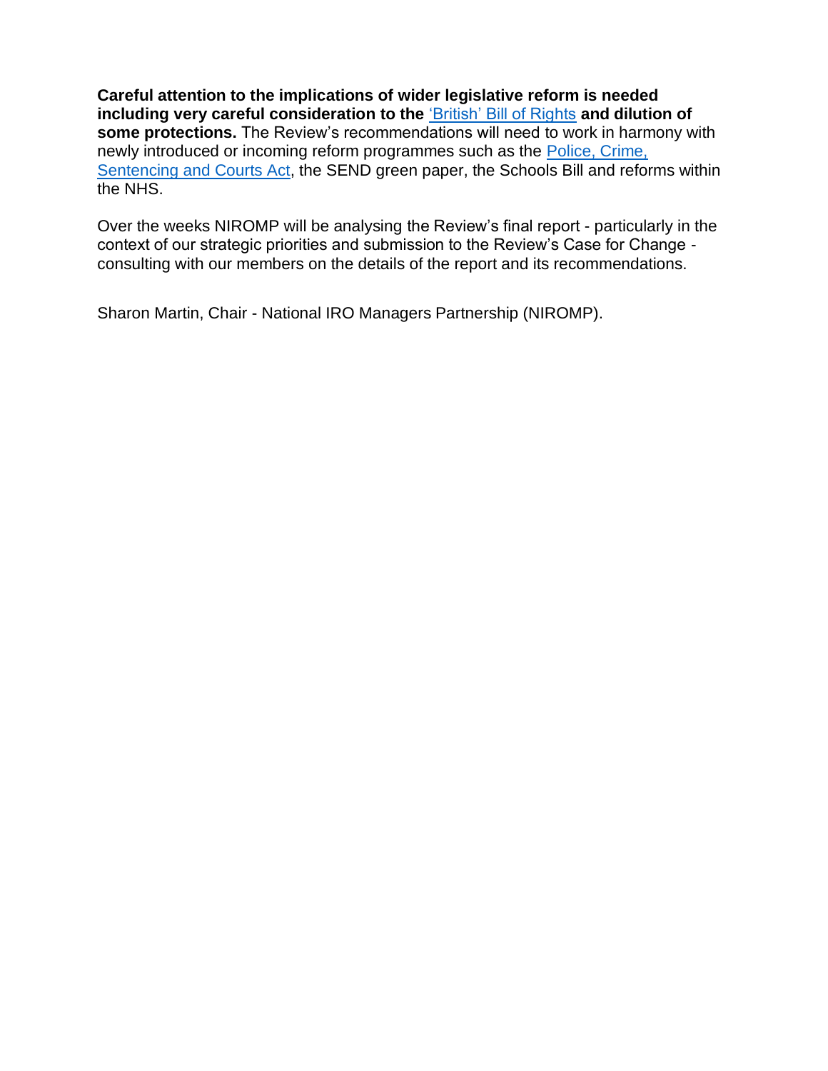**Careful attention to the implications of wider legislative reform is needed including very careful consideration to the 'British' Bill of Rights and dilution of some protections.** The Review's recommendations will need to work in harmony with newly introduced or incoming reform programmes such as the Police, Crime, Sentencing and Courts Act, the SEND green paper, the Schools Bill and reforms within the NHS.

Over the weeks NIROMP will be analysing the Review's final report - particularly in the context of our strategic priorities and submission to the Review's Case for Change - consulting with our members on the details of the report and its recommendations.

Sharon Martin, Chair - National IRO Managers Partnership (NIROMP).